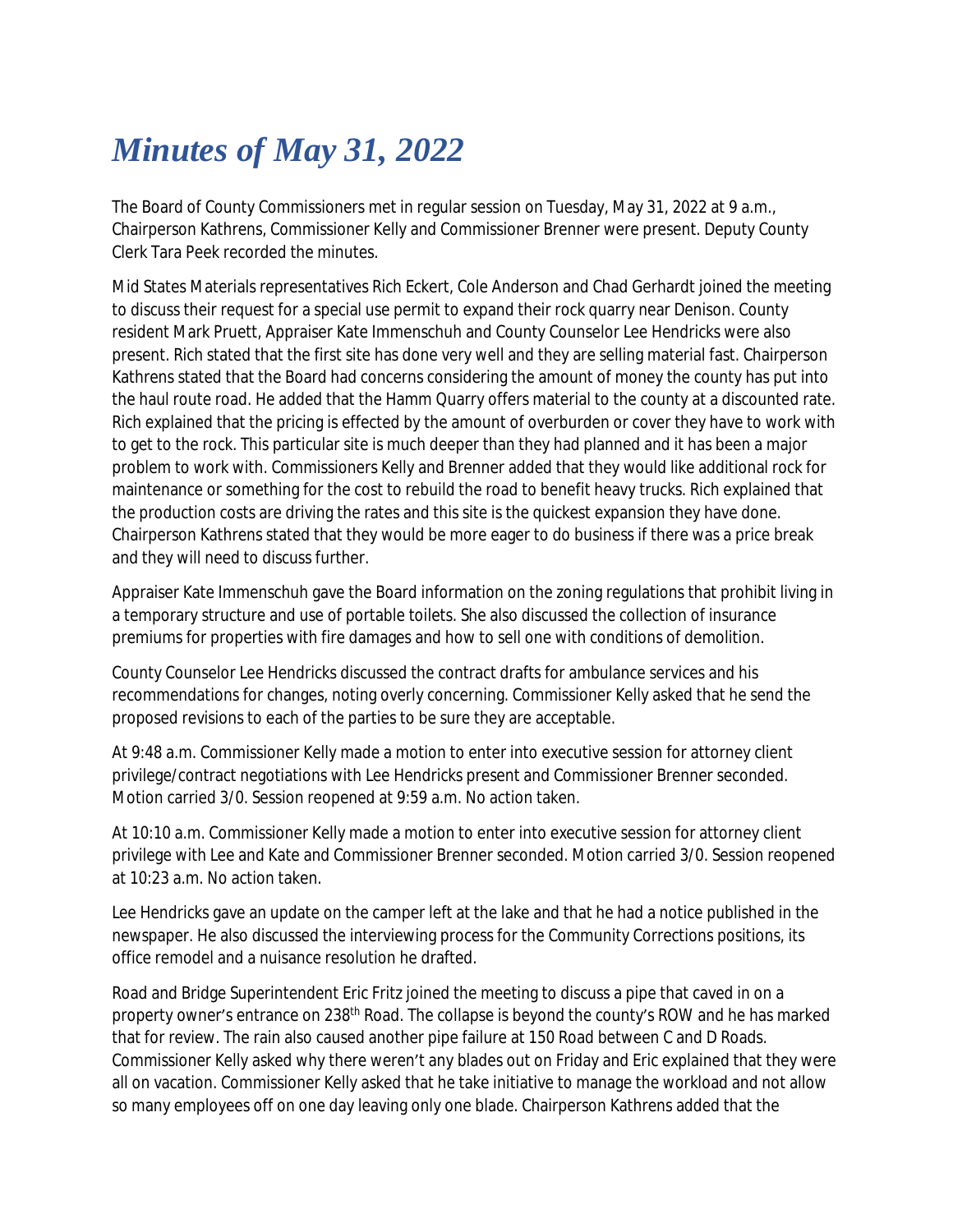# *Minutes of May 31, 2022*

The Board of County Commissioners met in regular session on Tuesday, May 31, 2022 at 9 a.m., Chairperson Kathrens, Commissioner Kelly and Commissioner Brenner were present. Deputy County Clerk Tara Peek recorded the minutes.

Mid States Materials representatives Rich Eckert, Cole Anderson and Chad Gerhardt joined the meeting to discuss their request for a special use permit to expand their rock quarry near Denison. County resident Mark Pruett, Appraiser Kate Immenschuh and County Counselor Lee Hendricks were also present. Rich stated that the first site has done very well and they are selling material fast. Chairperson Kathrens stated that the Board had concerns considering the amount of money the county has put into the haul route road. He added that the Hamm Quarry offers material to the county at a discounted rate. Rich explained that the pricing is effected by the amount of overburden or cover they have to work with to get to the rock. This particular site is much deeper than they had planned and it has been a major problem to work with. Commissioners Kelly and Brenner added that they would like additional rock for maintenance or something for the cost to rebuild the road to benefit heavy trucks. Rich explained that the production costs are driving the rates and this site is the quickest expansion they have done. Chairperson Kathrens stated that they would be more eager to do business if there was a price break and they will need to discuss further.

Appraiser Kate Immenschuh gave the Board information on the zoning regulations that prohibit living in a temporary structure and use of portable toilets. She also discussed the collection of insurance premiums for properties with fire damages and how to sell one with conditions of demolition.

County Counselor Lee Hendricks discussed the contract drafts for ambulance services and his recommendations for changes, noting overly concerning. Commissioner Kelly asked that he send the proposed revisions to each of the parties to be sure they are acceptable.

At 9:48 a.m. Commissioner Kelly made a motion to enter into executive session for attorney client privilege/contract negotiations with Lee Hendricks present and Commissioner Brenner seconded. Motion carried 3/0. Session reopened at 9:59 a.m. No action taken.

At 10:10 a.m. Commissioner Kelly made a motion to enter into executive session for attorney client privilege with Lee and Kate and Commissioner Brenner seconded. Motion carried 3/0. Session reopened at 10:23 a.m. No action taken.

Lee Hendricks gave an update on the camper left at the lake and that he had a notice published in the newspaper. He also discussed the interviewing process for the Community Corrections positions, its office remodel and a nuisance resolution he drafted.

Road and Bridge Superintendent Eric Fritz joined the meeting to discuss a pipe that caved in on a property owner's entrance on 238th Road. The collapse is beyond the county's ROW and he has marked that for review. The rain also caused another pipe failure at 150 Road between C and D Roads. Commissioner Kelly asked why there weren't any blades out on Friday and Eric explained that they were all on vacation. Commissioner Kelly asked that he take initiative to manage the workload and not allow so many employees off on one day leaving only one blade. Chairperson Kathrens added that the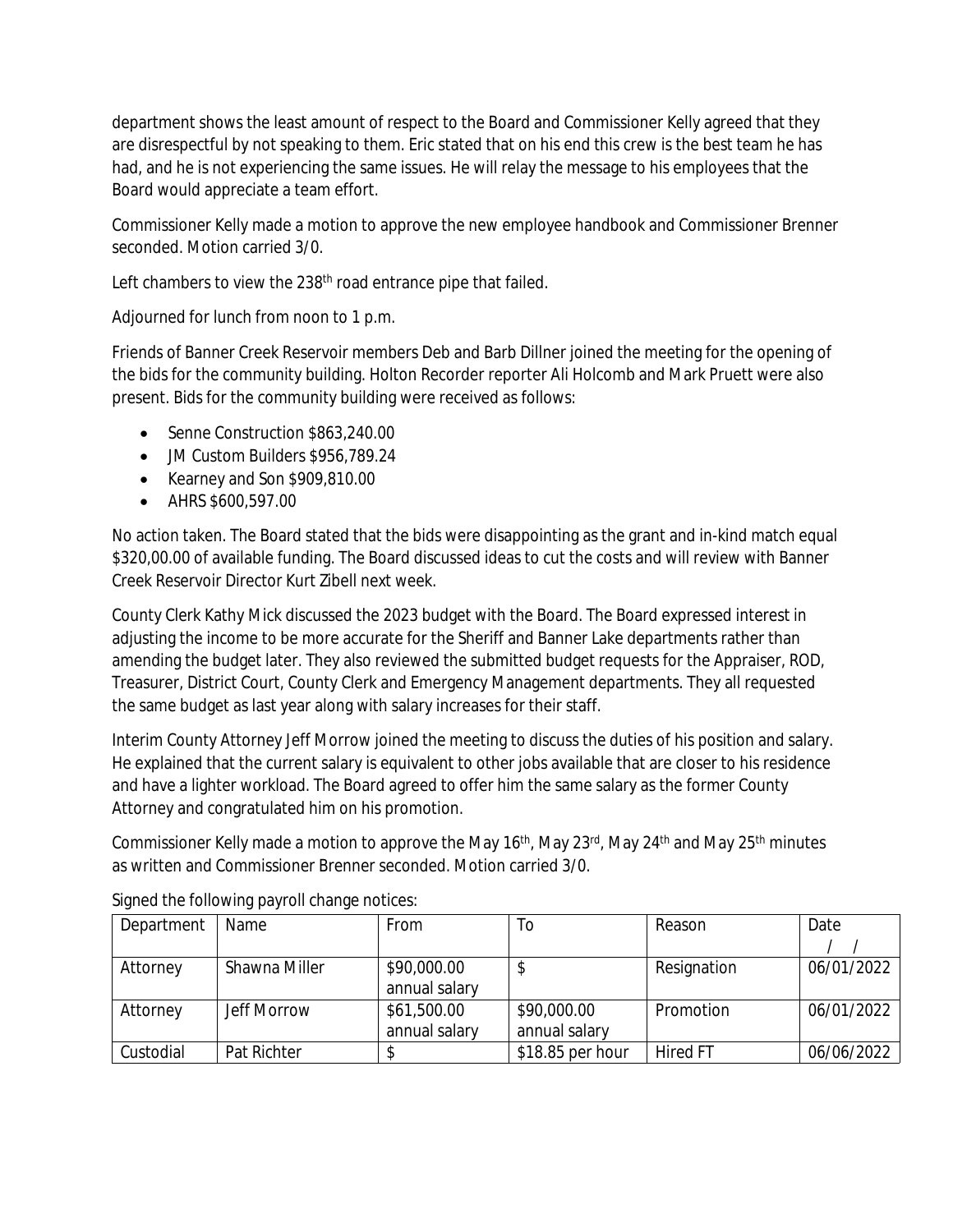department shows the least amount of respect to the Board and Commissioner Kelly agreed that they are disrespectful by not speaking to them. Eric stated that on his end this crew is the best team he has had, and he is not experiencing the same issues. He will relay the message to his employees that the Board would appreciate a team effort.

Commissioner Kelly made a motion to approve the new employee handbook and Commissioner Brenner seconded. Motion carried 3/0.

Left chambers to view the 238th road entrance pipe that failed.

Adjourned for lunch from noon to 1 p.m.

Friends of Banner Creek Reservoir members Deb and Barb Dillner joined the meeting for the opening of the bids for the community building. Holton Recorder reporter Ali Holcomb and Mark Pruett were also present. Bids for the community building were received as follows:

- Senne Construction $863,240.00
- JM Custom Builders $956,789.24
- Kearney and Son $909,810.00
- AHRS $600,597.00

No action taken. The Board stated that the bids were disappointing as the grant and in-kind match equal $320,00.00 of available funding. The Board discussed ideas to cut the costs and will review with Banner Creek Reservoir Director Kurt Zibell next week.

County Clerk Kathy Mick discussed the 2023 budget with the Board. The Board expressed interest in adjusting the income to be more accurate for the Sheriff and Banner Lake departments rather than amending the budget later. They also reviewed the submitted budget requests for the Appraiser, ROD, Treasurer, District Court, County Clerk and Emergency Management departments. They all requested the same budget as last year along with salary increases for their staff.

Interim County Attorney Jeff Morrow joined the meeting to discuss the duties of his position and salary. He explained that the current salary is equivalent to other jobs available that are closer to his residence and have a lighter workload. The Board agreed to offer him the same salary as the former County Attorney and congratulated him on his promotion.

Commissioner Kelly made a motion to approve the May 16th, May 23rd, May 24th and May 25th minutes as written and Commissioner Brenner seconded. Motion carried 3/0.

Signed the following payroll change notices:

| Department | Name | From | To | Reason | Date / / |
|---|---|---|---|---|---|
| Attorney | Shawna Miller | $90,000.00 annual salary | $ | Resignation | 06/01/2022 |
| Attorney | Jeff Morrow | $61,500.00 annual salary | $90,000.00 annual salary | Promotion | 06/01/2022 |
| Custodial | Pat Richter | $ | $18.85 per hour | Hired FT | 06/06/2022 |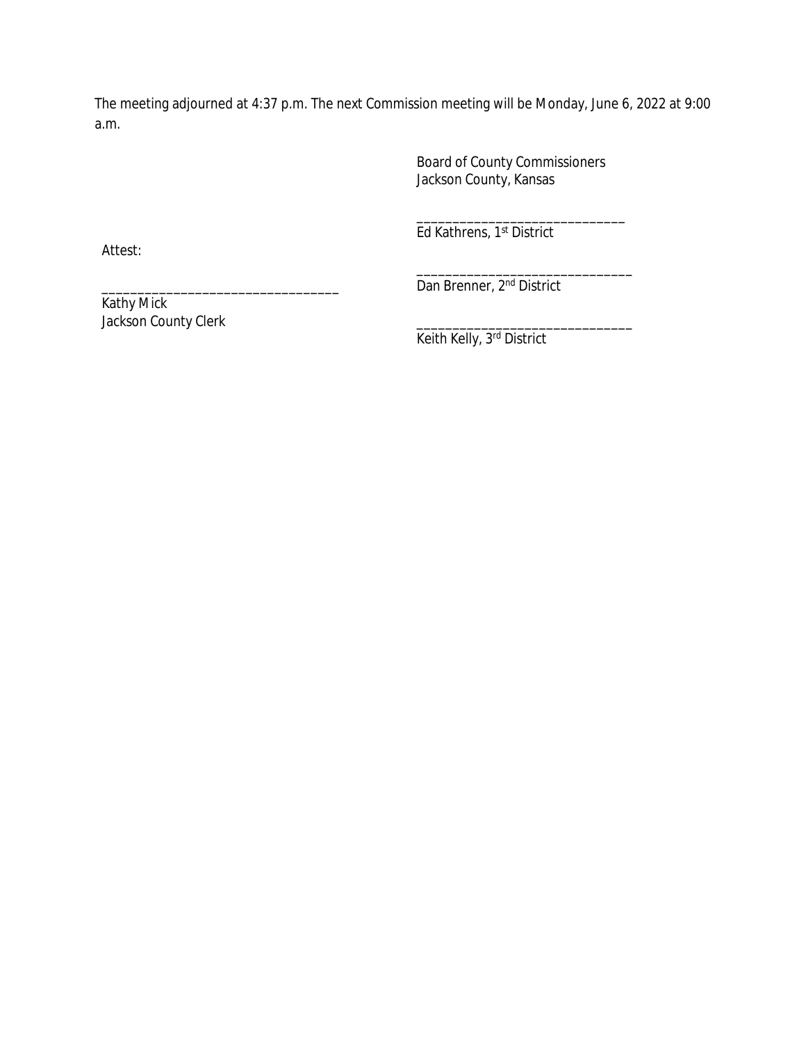The meeting adjourned at 4:37 p.m. The next Commission meeting will be Monday, June 6, 2022 at 9:00 a.m.

Board of County Commissioners
Jackson County, Kansas

_____________________________
Ed Kathrens, 1st District

_____________________________
Dan Brenner, 2nd District

_____________________________
Keith Kelly, 3rd District

Attest:

_____________________________
Kathy Mick
Jackson County Clerk